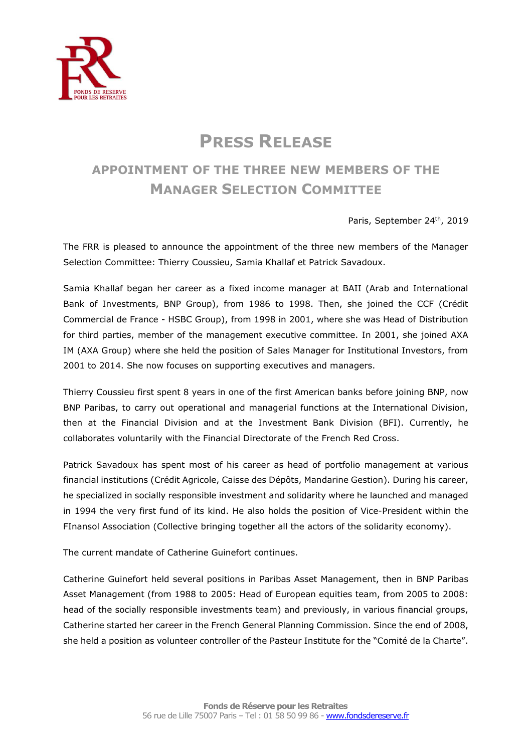# PRESS RELEASE

## APPOINTMENT OF THE THREE NEW MEMBERS OF THE MANAGER SELECTION COMMITTEE

Paris, September 24th, 2019

The FRR is pleased to announce the appointment of the three new members of the Manager Selection Committee: Thierry Coussieu, Samia Khallaf et Patrick Savadoux.

Samia Khallaf began her career as a fixed income manager at BAII (Arab and International Bank of Investments, BNP Group), from 1986 to 1998. Then, she joined the CCF (Crédit Commercial de France - HSBC Group), from 1998 in 2001, where she was Head of Distribution for third parties, member of the management executive committee. In 2001, she joined AXA IM (AXA Group) where she held the position of Sales Manager for Institutional Investors, from 2001 to 2014. She now focuses on supporting executives and managers.

Thierry Coussieu first spent 8 years in one of the first American banks before joining BNP, now BNP Paribas, to carry out operational and managerial functions at the International Division, then at the Financial Division and at the Investment Bank Division (BFI). Currently, he collaborates voluntarily with the Financial Directorate of the French Red Cross.

Patrick Savadoux has spent most of his career as head of portfolio management at various financial institutions (Crédit Agricole, Caisse des Dépôts, Mandarine Gestion). During his career, he specialized in socially responsible investment and solidarity where he launched and managed in 1994 the very first fund of its kind. He also holds the position of Vice-President within the FInansol Association (Collective bringing together all the actors of the solidarity economy).

The current mandate of Catherine Guinefort continues.

Catherine Guinefort held several positions in Paribas Asset Management, then in BNP Paribas Asset Management (from 1988 to 2005: Head of European equities team, from 2005 to 2008: head of the socially responsible investments team) and previously, in various financial groups, Catherine started her career in the French General Planning Commission. Since the end of 2008, she held a position as volunteer controller of the Pasteur Institute for the "Comité de la Charte".

**Fonds de Réserve pour les Retraites**
56 rue de Lille 75007 Paris – Tel : 01 58 50 99 86 - www.fondsdereserve.fr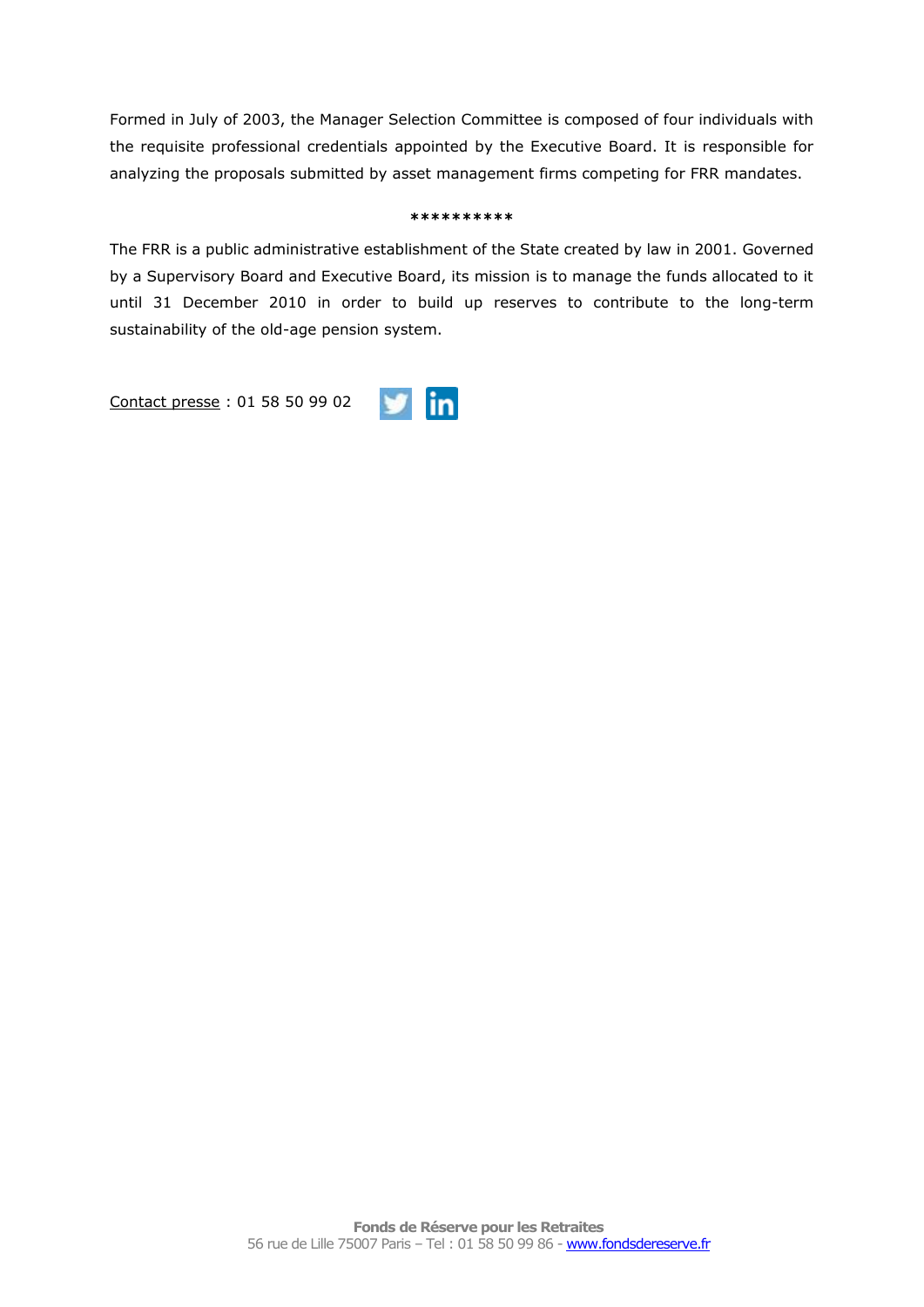Formed in July of 2003, the Manager Selection Committee is composed of four individuals with the requisite professional credentials appointed by the Executive Board. It is responsible for analyzing the proposals submitted by asset management firms competing for FRR mandates.

**********

The FRR is a public administrative establishment of the State created by law in 2001. Governed by a Supervisory Board and Executive Board, its mission is to manage the funds allocated to it until 31 December 2010 in order to build up reserves to contribute to the long-term sustainability of the old-age pension system.

Contact presse : 01 58 50 99 02

**Fonds de Réserve pour les Retraites**
56 rue de Lille 75007 Paris – Tel : 01 58 50 99 86 - www.fondsdereserve.fr